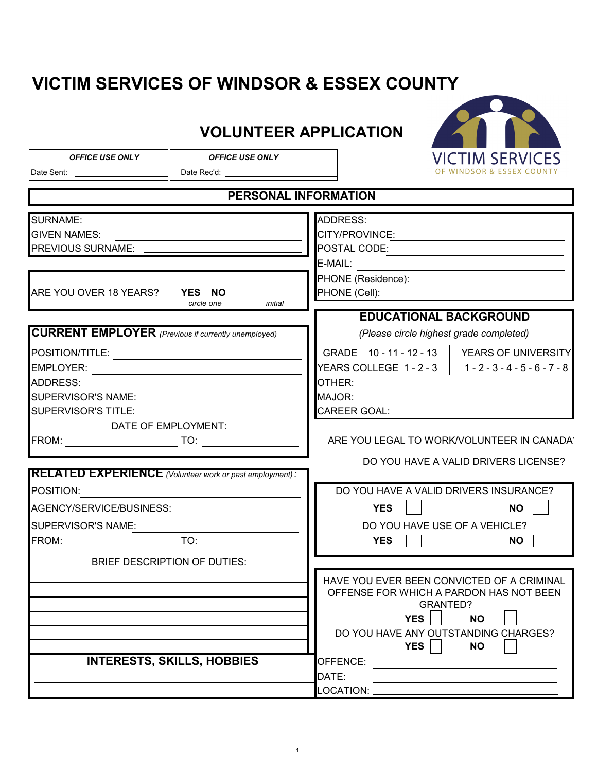# VICTIM SERVICES OF WINDSOR & ESSEX COUNTY

## VOLUNTEER APPLICATION

| *OFFICE USE ONLY* | *OFFICE USE ONLY* |
|---|---|
| Date Sent: ______ | Date Rec'd: ______ |

VICTIM SERVICES
OF WINDSOR & ESSEX COUNTY

## PERSONAL INFORMATION

SURNAME: ______________________

GIVEN NAMES: ______________________

PREVIOUS SURNAME: ______________________

ARE YOU OVER 18 YEARS? **YES NO** *circle one* ______ *initial*

ADDRESS: ______________________

CITY/PROVINCE: ______________________

POSTAL CODE: ______________________

E-MAIL: ______________________

PHONE (Residence): ______________________

PHONE (Cell): ______________________

## CURRENT EMPLOYER *(Previous if currently unemployed)*

POSITION/TITLE: ______________________

EMPLOYER: ______________________

ADDRESS: ______________________

SUPERVISOR'S NAME: ______________________

SUPERVISOR'S TITLE: ______________________

DATE OF EMPLOYMENT:

FROM: ______________ TO: ______________

## EDUCATIONAL BACKGROUND

*(Please circle highest grade completed)*

GRADE 10 - 11 - 12 - 13

YEARS COLLEGE 1 - 2 - 3

YEARS OF UNIVERSITY 1 - 2 - 3 - 4 - 5 - 6 - 7 - 8

OTHER: ______________________

MAJOR: ______________________

CAREER GOAL:

ARE YOU LEGAL TO WORK/VOLUNTEER IN CANADA?

DO YOU HAVE A VALID DRIVERS LICENSE?

## RELATED EXPERIENCE *(Volunteer work or past employment)*:

POSITION: ______________________

AGENCY/SERVICE/BUSINESS: ______________________

SUPERVISOR'S NAME: ______________________

FROM: ______________ TO: ______________

BRIEF DESCRIPTION OF DUTIES:

______________________

______________________

______________________

______________________

______________________

DO YOU HAVE A VALID DRIVERS INSURANCE?

**YES** ☐ **NO** ☐

DO YOU HAVE USE OF A VEHICLE?

**YES** ☐ **NO** ☐

HAVE YOU EVER BEEN CONVICTED OF A CRIMINAL OFFENSE FOR WHICH A PARDON HAS NOT BEEN GRANTED?

**YES** ☐ **NO** ☐

DO YOU HAVE ANY OUTSTANDING CHARGES?

**YES** ☐ **NO** ☐

OFFENCE: ______________________

DATE: ______________________

LOCATION: ______________________

## INTERESTS, SKILLS, HOBBIES

______________________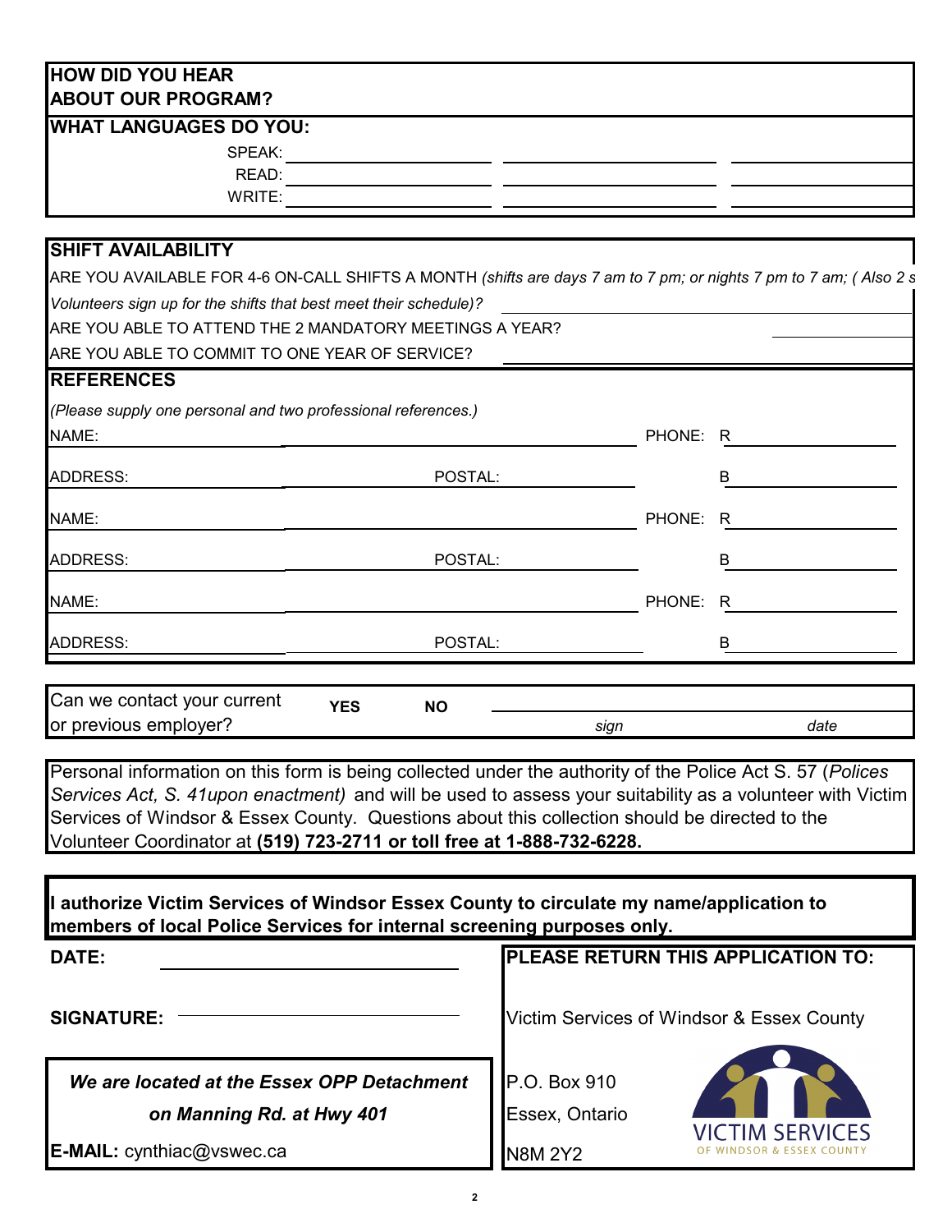**HOW DID YOU HEAR ABOUT OUR PROGRAM?**

**WHAT LANGUAGES DO YOU:**

SPEAK: \_\_\_\_\_\_\_\_\_\_ \_\_\_\_\_\_\_\_\_\_ \_\_\_\_\_\_\_\_\_\_

READ: \_\_\_\_\_\_\_\_\_\_ \_\_\_\_\_\_\_\_\_\_ \_\_\_\_\_\_\_\_\_\_

WRITE: \_\_\_\_\_\_\_\_\_\_ \_\_\_\_\_\_\_\_\_\_ \_\_\_\_\_\_\_\_\_\_

**SHIFT AVAILABILITY**

ARE YOU AVAILABLE FOR 4-6 ON-CALL SHIFTS A MONTH *(shifts are days 7 am to 7 pm; or nights 7 pm to 7 am; ( Also 2 s*

*Volunteers sign up for the shifts that best meet their schedule)?* \_\_\_\_\_\_\_\_\_\_

ARE YOU ABLE TO ATTEND THE 2 MANDATORY MEETINGS A YEAR? \_\_\_\_\_\_\_\_\_\_

ARE YOU ABLE TO COMMIT TO ONE YEAR OF SERVICE? \_\_\_\_\_\_\_\_\_\_

**REFERENCES**

*(Please supply one personal and two professional references.)*

NAME: \_\_\_\_\_\_\_\_\_\_ PHONE: R \_\_\_\_\_\_\_\_\_\_

ADDRESS: \_\_\_\_\_\_\_\_\_\_ POSTAL: \_\_\_\_\_\_\_\_\_\_ B \_\_\_\_\_\_\_\_\_\_

NAME: \_\_\_\_\_\_\_\_\_\_ PHONE: R \_\_\_\_\_\_\_\_\_\_

ADDRESS: \_\_\_\_\_\_\_\_\_\_ POSTAL: \_\_\_\_\_\_\_\_\_\_ B \_\_\_\_\_\_\_\_\_\_

NAME: \_\_\_\_\_\_\_\_\_\_ PHONE: R \_\_\_\_\_\_\_\_\_\_

ADDRESS: \_\_\_\_\_\_\_\_\_\_ POSTAL: \_\_\_\_\_\_\_\_\_\_ B \_\_\_\_\_\_\_\_\_\_

Can we contact your current or previous employer? **YES** **NO** \_\_\_\_\_\_\_\_\_\_

*sign* *date*

Personal information on this form is being collected under the authority of the Police Act S. 57 (*Polices Services Act, S. 41upon enactment)* and will be used to assess your suitability as a volunteer with Victim Services of Windsor & Essex County. Questions about this collection should be directed to the Volunteer Coordinator at **(519) 723-2711 or toll free at 1-888-732-6228.**

**I authorize Victim Services of Windsor Essex County to circulate my name/application to members of local Police Services for internal screening purposes only.**

**DATE:** \_\_\_\_\_\_\_\_\_\_

**SIGNATURE:** \_\_\_\_\_\_\_\_\_\_

***We are located at the Essex OPP Detachment on Manning Rd. at Hwy 401***

**E-MAIL:** cynthiac@vswec.ca

**PLEASE RETURN THIS APPLICATION TO:**

Victim Services of Windsor & Essex County

P.O. Box 910

Essex, Ontario

N8M 2Y2

VICTIM SERVICES

OF WINDSOR & ESSEX COUNTY